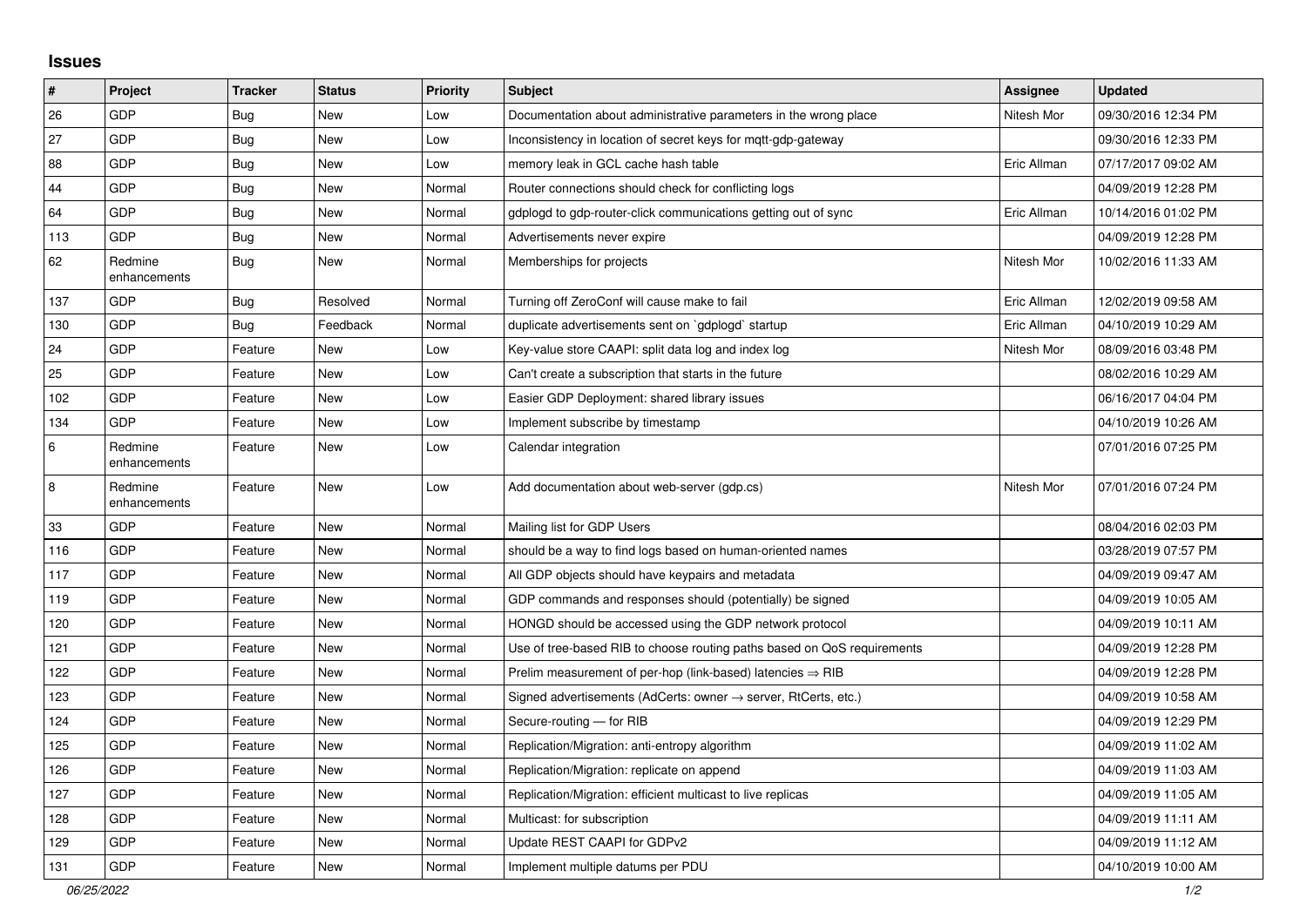## Issues

| # | Project | Tracker | Status | Priority | Subject | Assignee | Updated |
|---|---|---|---|---|---|---|---|
| 26 | GDP | Bug | New | Low | Documentation about administrative parameters in the wrong place | Nitesh Mor | 09/30/2016 12:34 PM |
| 27 | GDP | Bug | New | Low | Inconsistency in location of secret keys for mqtt-gdp-gateway | | 09/30/2016 12:33 PM |
| 88 | GDP | Bug | New | Low | memory leak in GCL cache hash table | Eric Allman | 07/17/2017 09:02 AM |
| 44 | GDP | Bug | New | Normal | Router connections should check for conflicting logs | | 04/09/2019 12:28 PM |
| 64 | GDP | Bug | New | Normal | gdplogd to gdp-router-click communications getting out of sync | Eric Allman | 10/14/2016 01:02 PM |
| 113 | GDP | Bug | New | Normal | Advertisements never expire | | 04/09/2019 12:28 PM |
| 62 | Redmine enhancements | Bug | New | Normal | Memberships for projects | Nitesh Mor | 10/02/2016 11:33 AM |
| 137 | GDP | Bug | Resolved | Normal | Turning off ZeroConf will cause make to fail | Eric Allman | 12/02/2019 09:58 AM |
| 130 | GDP | Bug | Feedback | Normal | duplicate advertisements sent on `gdplogd` startup | Eric Allman | 04/10/2019 10:29 AM |
| 24 | GDP | Feature | New | Low | Key-value store CAAPI: split data log and index log | Nitesh Mor | 08/09/2016 03:48 PM |
| 25 | GDP | Feature | New | Low | Can't create a subscription that starts in the future | | 08/02/2016 10:29 AM |
| 102 | GDP | Feature | New | Low | Easier GDP Deployment: shared library issues | | 06/16/2017 04:04 PM |
| 134 | GDP | Feature | New | Low | Implement subscribe by timestamp | | 04/10/2019 10:26 AM |
| 6 | Redmine enhancements | Feature | New | Low | Calendar integration | | 07/01/2016 07:25 PM |
| 8 | Redmine enhancements | Feature | New | Low | Add documentation about web-server (gdp.cs) | Nitesh Mor | 07/01/2016 07:24 PM |
| 33 | GDP | Feature | New | Normal | Mailing list for GDP Users | | 08/04/2016 02:03 PM |
| 116 | GDP | Feature | New | Normal | should be a way to find logs based on human-oriented names | | 03/28/2019 07:57 PM |
| 117 | GDP | Feature | New | Normal | All GDP objects should have keypairs and metadata | | 04/09/2019 09:47 AM |
| 119 | GDP | Feature | New | Normal | GDP commands and responses should (potentially) be signed | | 04/09/2019 10:05 AM |
| 120 | GDP | Feature | New | Normal | HONGD should be accessed using the GDP network protocol | | 04/09/2019 10:11 AM |
| 121 | GDP | Feature | New | Normal | Use of tree-based RIB to choose routing paths based on QoS requirements | | 04/09/2019 12:28 PM |
| 122 | GDP | Feature | New | Normal | Prelim measurement of per-hop (link-based) latencies ⇒ RIB | | 04/09/2019 12:28 PM |
| 123 | GDP | Feature | New | Normal | Signed advertisements (AdCerts: owner → server, RtCerts, etc.) | | 04/09/2019 10:58 AM |
| 124 | GDP | Feature | New | Normal | Secure-routing — for RIB | | 04/09/2019 12:29 PM |
| 125 | GDP | Feature | New | Normal | Replication/Migration: anti-entropy algorithm | | 04/09/2019 11:02 AM |
| 126 | GDP | Feature | New | Normal | Replication/Migration: replicate on append | | 04/09/2019 11:03 AM |
| 127 | GDP | Feature | New | Normal | Replication/Migration: efficient multicast to live replicas | | 04/09/2019 11:05 AM |
| 128 | GDP | Feature | New | Normal | Multicast: for subscription | | 04/09/2019 11:11 AM |
| 129 | GDP | Feature | New | Normal | Update REST CAAPI for GDPv2 | | 04/09/2019 11:12 AM |
| 131 | GDP | Feature | New | Normal | Implement multiple datums per PDU | | 04/10/2019 10:00 AM |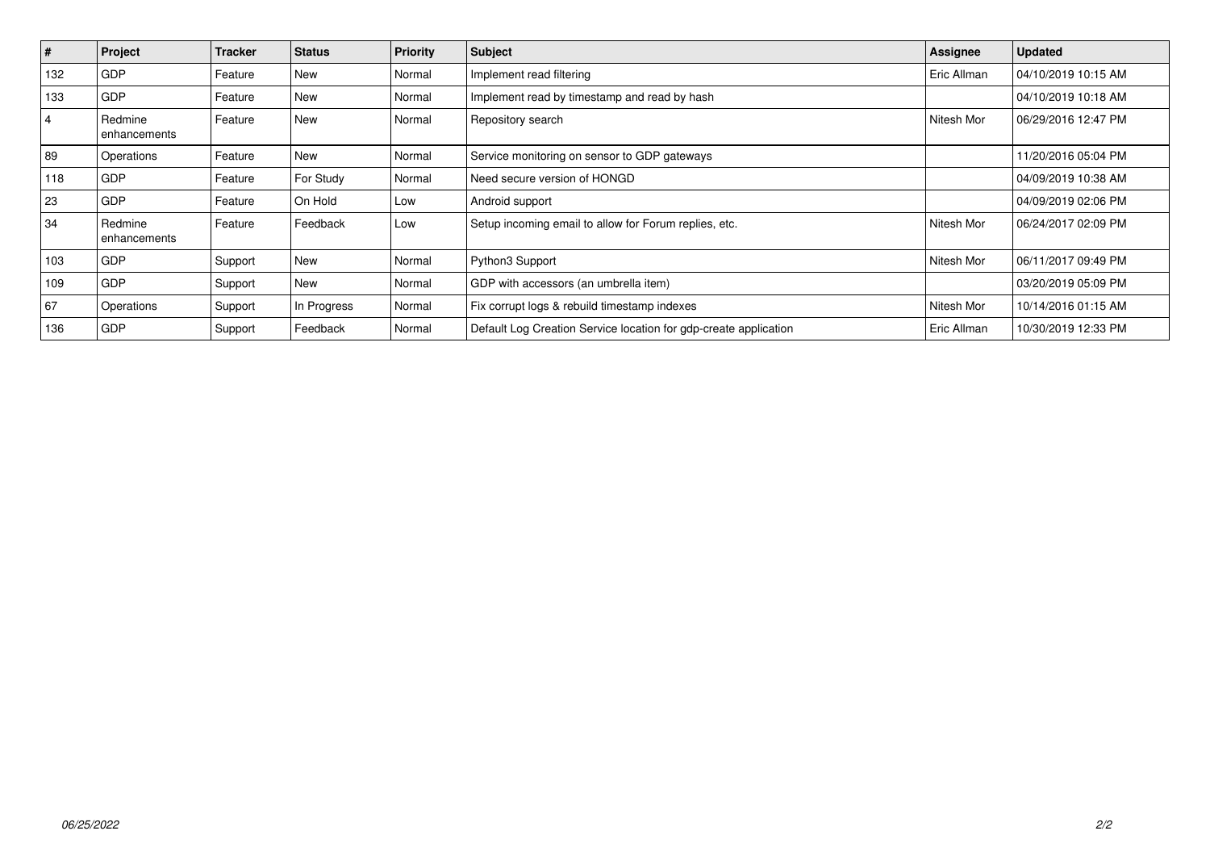| # | Project | Tracker | Status | Priority | Subject | Assignee | Updated |
|---|---|---|---|---|---|---|---|
| 132 | GDP | Feature | New | Normal | Implement read filtering | Eric Allman | 04/10/2019 10:15 AM |
| 133 | GDP | Feature | New | Normal | Implement read by timestamp and read by hash | | 04/10/2019 10:18 AM |
| 4 | Redmine enhancements | Feature | New | Normal | Repository search | Nitesh Mor | 06/29/2016 12:47 PM |
| 89 | Operations | Feature | New | Normal | Service monitoring on sensor to GDP gateways | | 11/20/2016 05:04 PM |
| 118 | GDP | Feature | For Study | Normal | Need secure version of HONGD | | 04/09/2019 10:38 AM |
| 23 | GDP | Feature | On Hold | Low | Android support | | 04/09/2019 02:06 PM |
| 34 | Redmine enhancements | Feature | Feedback | Low | Setup incoming email to allow for Forum replies, etc. | Nitesh Mor | 06/24/2017 02:09 PM |
| 103 | GDP | Support | New | Normal | Python3 Support | Nitesh Mor | 06/11/2017 09:49 PM |
| 109 | GDP | Support | New | Normal | GDP with accessors (an umbrella item) | | 03/20/2019 05:09 PM |
| 67 | Operations | Support | In Progress | Normal | Fix corrupt logs & rebuild timestamp indexes | Nitesh Mor | 10/14/2016 01:15 AM |
| 136 | GDP | Support | Feedback | Normal | Default Log Creation Service location for gdp-create application | Eric Allman | 10/30/2019 12:33 PM |